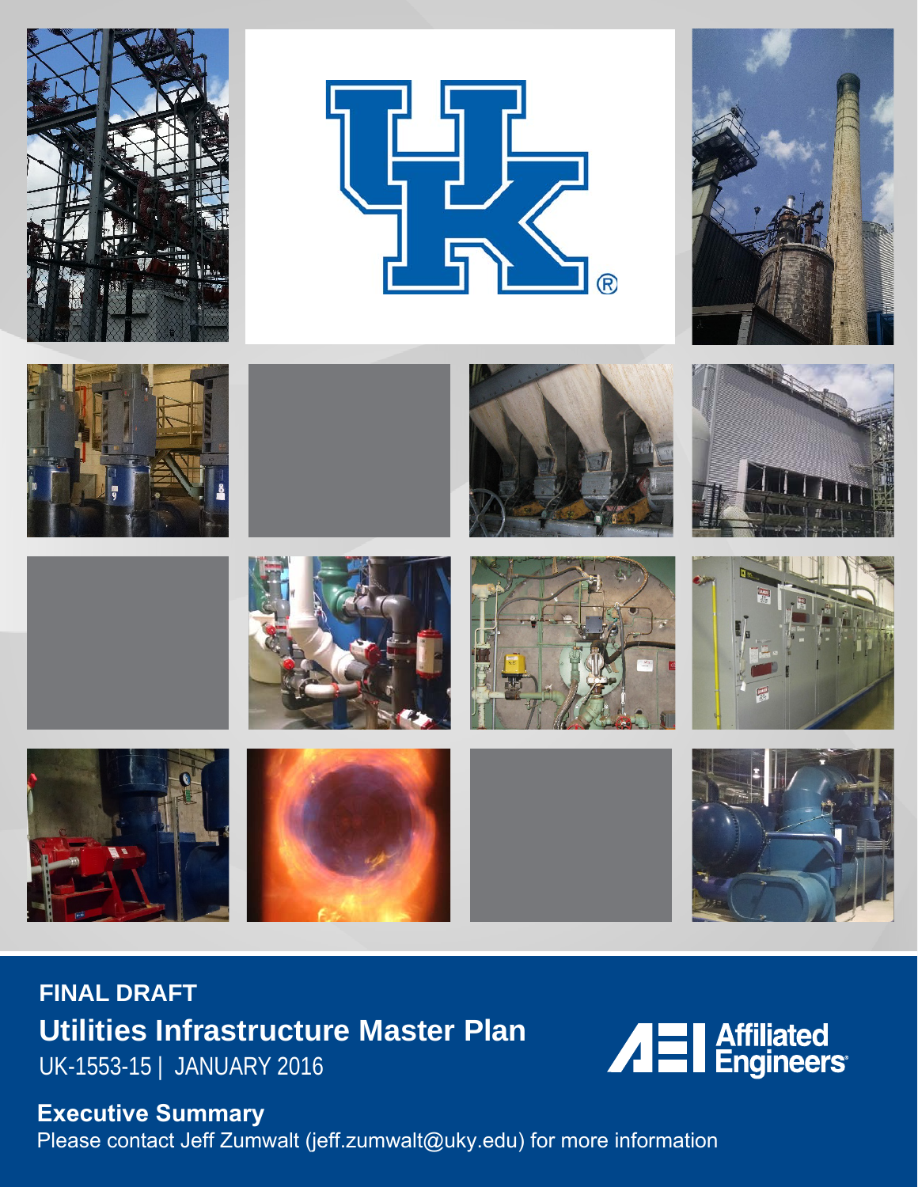**FINAL DRAFT**

# Utilities Infrastructure Master Plan

UK-1553-15 | JANUARY 2016

Affiliated Engineers

## Executive Summary

Please contact Jeff Zumwalt (jeff.zumwalt@uky.edu) for more information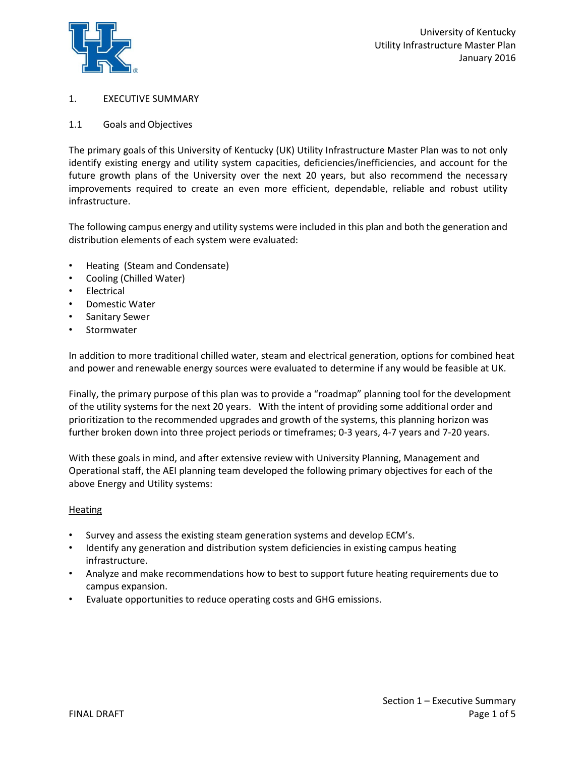# 1. EXECUTIVE SUMMARY

## 1.1 Goals and Objectives

The primary goals of this University of Kentucky (UK) Utility Infrastructure Master Plan was to not only identify existing energy and utility system capacities, deficiencies/inefficiencies, and account for the future growth plans of the University over the next 20 years, but also recommend the necessary improvements required to create an even more efficient, dependable, reliable and robust utility infrastructure.

The following campus energy and utility systems were included in this plan and both the generation and distribution elements of each system were evaluated:

- Heating (Steam and Condensate)
- Cooling (Chilled Water)
- Electrical
- Domestic Water
- Sanitary Sewer
- Stormwater

In addition to more traditional chilled water, steam and electrical generation, options for combined heat and power and renewable energy sources were evaluated to determine if any would be feasible at UK.

Finally, the primary purpose of this plan was to provide a "roadmap" planning tool for the development of the utility systems for the next 20 years. With the intent of providing some additional order and prioritization to the recommended upgrades and growth of the systems, this planning horizon was further broken down into three project periods or timeframes; 0-3 years, 4-7 years and 7-20 years.

With these goals in mind, and after extensive review with University Planning, Management and Operational staff, the AEI planning team developed the following primary objectives for each of the above Energy and Utility systems:

<u>Heating</u>

- Survey and assess the existing steam generation systems and develop ECM's.
- Identify any generation and distribution system deficiencies in existing campus heating infrastructure.
- Analyze and make recommendations how to best to support future heating requirements due to campus expansion.
- Evaluate opportunities to reduce operating costs and GHG emissions.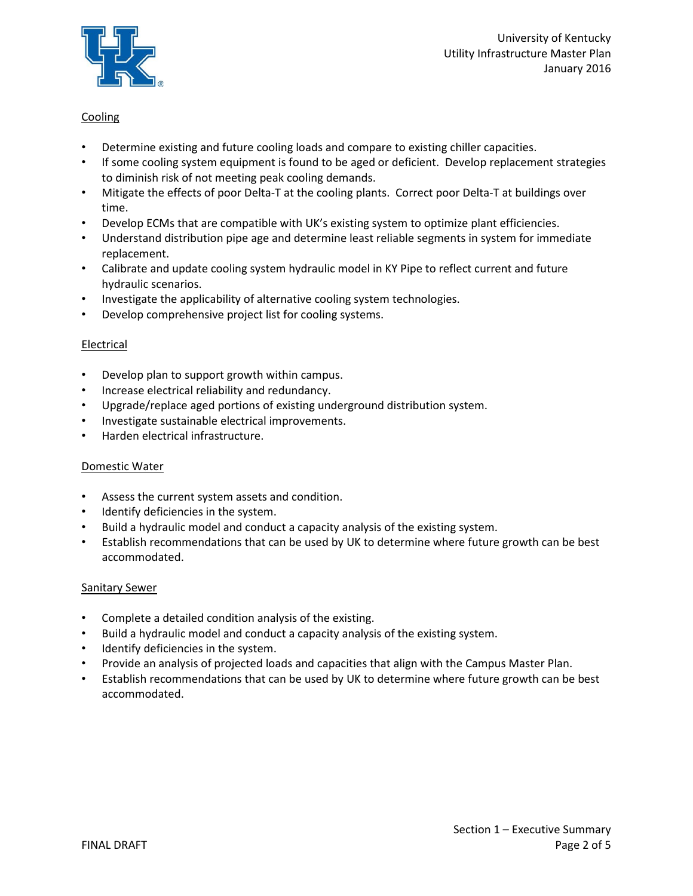Cooling

- Determine existing and future cooling loads and compare to existing chiller capacities.
- If some cooling system equipment is found to be aged or deficient. Develop replacement strategies to diminish risk of not meeting peak cooling demands.
- Mitigate the effects of poor Delta-T at the cooling plants. Correct poor Delta-T at buildings over time.
- Develop ECMs that are compatible with UK's existing system to optimize plant efficiencies.
- Understand distribution pipe age and determine least reliable segments in system for immediate replacement.
- Calibrate and update cooling system hydraulic model in KY Pipe to reflect current and future hydraulic scenarios.
- Investigate the applicability of alternative cooling system technologies.
- Develop comprehensive project list for cooling systems.

Electrical

- Develop plan to support growth within campus.
- Increase electrical reliability and redundancy.
- Upgrade/replace aged portions of existing underground distribution system.
- Investigate sustainable electrical improvements.
- Harden electrical infrastructure.

Domestic Water

- Assess the current system assets and condition.
- Identify deficiencies in the system.
- Build a hydraulic model and conduct a capacity analysis of the existing system.
- Establish recommendations that can be used by UK to determine where future growth can be best accommodated.

Sanitary Sewer

- Complete a detailed condition analysis of the existing.
- Build a hydraulic model and conduct a capacity analysis of the existing system.
- Identify deficiencies in the system.
- Provide an analysis of projected loads and capacities that align with the Campus Master Plan.
- Establish recommendations that can be used by UK to determine where future growth can be best accommodated.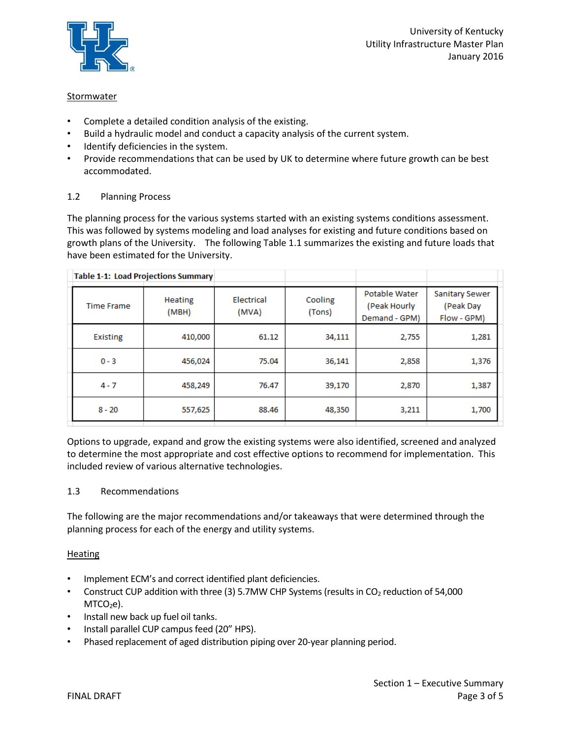Stormwater

- Complete a detailed condition analysis of the existing.
- Build a hydraulic model and conduct a capacity analysis of the current system.
- Identify deficiencies in the system.
- Provide recommendations that can be used by UK to determine where future growth can be best accommodated.

## 1.2 Planning Process

The planning process for the various systems started with an existing systems conditions assessment. This was followed by systems modeling and load analyses for existing and future conditions based on growth plans of the University. The following Table 1.1 summarizes the existing and future loads that have been estimated for the University.

**Table 1-1: Load Projections Summary**

| Time Frame | Heating (MBH) | Electrical (MVA) | Cooling (Tons) | Potable Water (Peak Hourly Demand - GPM) | Sanitary Sewer (Peak Day Flow - GPM) |
|---|---|---|---|---|---|
| Existing | 410,000 | 61.12 | 34,111 | 2,755 | 1,281 |
| 0 - 3 | 456,024 | 75.04 | 36,141 | 2,858 | 1,376 |
| 4 - 7 | 458,249 | 76.47 | 39,170 | 2,870 | 1,387 |
| 8 - 20 | 557,625 | 88.46 | 48,350 | 3,211 | 1,700 |

Options to upgrade, expand and grow the existing systems were also identified, screened and analyzed to determine the most appropriate and cost effective options to recommend for implementation. This included review of various alternative technologies.

## 1.3 Recommendations

The following are the major recommendations and/or takeaways that were determined through the planning process for each of the energy and utility systems.

Heating

- Implement ECM's and correct identified plant deficiencies.
- Construct CUP addition with three (3) 5.7MW CHP Systems (results in $CO_2$ reduction of 54,000 $MTCO_2e$).
- Install new back up fuel oil tanks.
- Install parallel CUP campus feed (20" HPS).
- Phased replacement of aged distribution piping over 20-year planning period.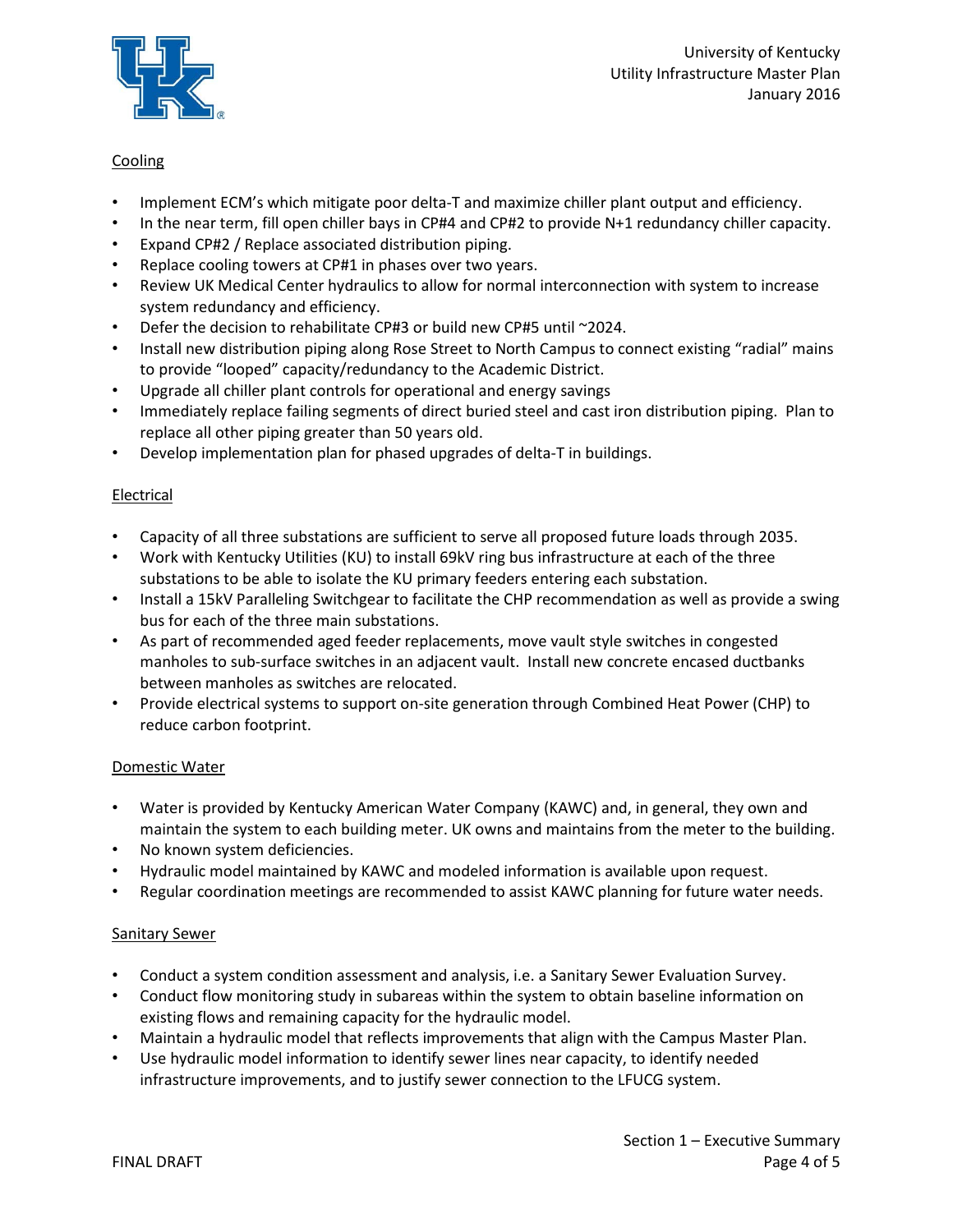Cooling

- Implement ECM's which mitigate poor delta-T and maximize chiller plant output and efficiency.
- In the near term, fill open chiller bays in CP#4 and CP#2 to provide N+1 redundancy chiller capacity.
- Expand CP#2 / Replace associated distribution piping.
- Replace cooling towers at CP#1 in phases over two years.
- Review UK Medical Center hydraulics to allow for normal interconnection with system to increase system redundancy and efficiency.
- Defer the decision to rehabilitate CP#3 or build new CP#5 until ~2024.
- Install new distribution piping along Rose Street to North Campus to connect existing "radial" mains to provide "looped" capacity/redundancy to the Academic District.
- Upgrade all chiller plant controls for operational and energy savings
- Immediately replace failing segments of direct buried steel and cast iron distribution piping. Plan to replace all other piping greater than 50 years old.
- Develop implementation plan for phased upgrades of delta-T in buildings.

Electrical

- Capacity of all three substations are sufficient to serve all proposed future loads through 2035.
- Work with Kentucky Utilities (KU) to install 69kV ring bus infrastructure at each of the three substations to be able to isolate the KU primary feeders entering each substation.
- Install a 15kV Paralleling Switchgear to facilitate the CHP recommendation as well as provide a swing bus for each of the three main substations.
- As part of recommended aged feeder replacements, move vault style switches in congested manholes to sub-surface switches in an adjacent vault. Install new concrete encased ductbanks between manholes as switches are relocated.
- Provide electrical systems to support on-site generation through Combined Heat Power (CHP) to reduce carbon footprint.

Domestic Water

- Water is provided by Kentucky American Water Company (KAWC) and, in general, they own and maintain the system to each building meter. UK owns and maintains from the meter to the building.
- No known system deficiencies.
- Hydraulic model maintained by KAWC and modeled information is available upon request.
- Regular coordination meetings are recommended to assist KAWC planning for future water needs.

Sanitary Sewer

- Conduct a system condition assessment and analysis, i.e. a Sanitary Sewer Evaluation Survey.
- Conduct flow monitoring study in subareas within the system to obtain baseline information on existing flows and remaining capacity for the hydraulic model.
- Maintain a hydraulic model that reflects improvements that align with the Campus Master Plan.
- Use hydraulic model information to identify sewer lines near capacity, to identify needed infrastructure improvements, and to justify sewer connection to the LFUCG system.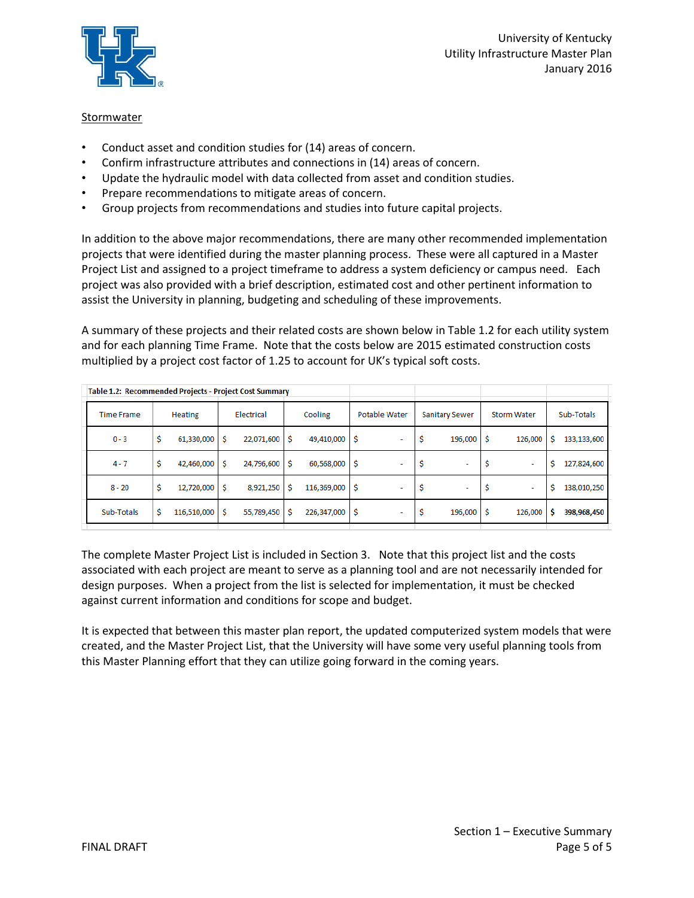Stormwater

- Conduct asset and condition studies for (14) areas of concern.
- Confirm infrastructure attributes and connections in (14) areas of concern.
- Update the hydraulic model with data collected from asset and condition studies.
- Prepare recommendations to mitigate areas of concern.
- Group projects from recommendations and studies into future capital projects.

In addition to the above major recommendations, there are many other recommended implementation projects that were identified during the master planning process. These were all captured in a Master Project List and assigned to a project timeframe to address a system deficiency or campus need. Each project was also provided with a brief description, estimated cost and other pertinent information to assist the University in planning, budgeting and scheduling of these improvements.

A summary of these projects and their related costs are shown below in Table 1.2 for each utility system and for each planning Time Frame. Note that the costs below are 2015 estimated construction costs multiplied by a project cost factor of 1.25 to account for UK's typical soft costs.

**Table 1.2: Recommended Projects - Project Cost Summary**

| Time Frame | Heating | Electrical | Cooling | Potable Water | Sanitary Sewer | Storm Water | Sub-Totals |
|---|---|---|---|---|---|---|---|
| 0 - 3 | $ 61,330,000 | $ 22,071,600 | $ 49,410,000 | $ - | $ 196,000 | $ 126,000 | $ 133,133,600 |
| 4 - 7 | $ 42,460,000 | $ 24,796,600 | $ 60,568,000 | $ - | $ - | $ - | $ 127,824,600 |
| 8 - 20 | $ 12,720,000 | $ 8,921,250 | $ 116,369,000 | $ - | $ - | $ - | $ 138,010,250 |
| Sub-Totals | $ 116,510,000 | $ 55,789,450 | $ 226,347,000 | $ - | $ 196,000 | $ 126,000 | **$ 398,968,450** |

The complete Master Project List is included in Section 3. Note that this project list and the costs associated with each project are meant to serve as a planning tool and are not necessarily intended for design purposes. When a project from the list is selected for implementation, it must be checked against current information and conditions for scope and budget.

It is expected that between this master plan report, the updated computerized system models that were created, and the Master Project List, that the University will have some very useful planning tools from this Master Planning effort that they can utilize going forward in the coming years.